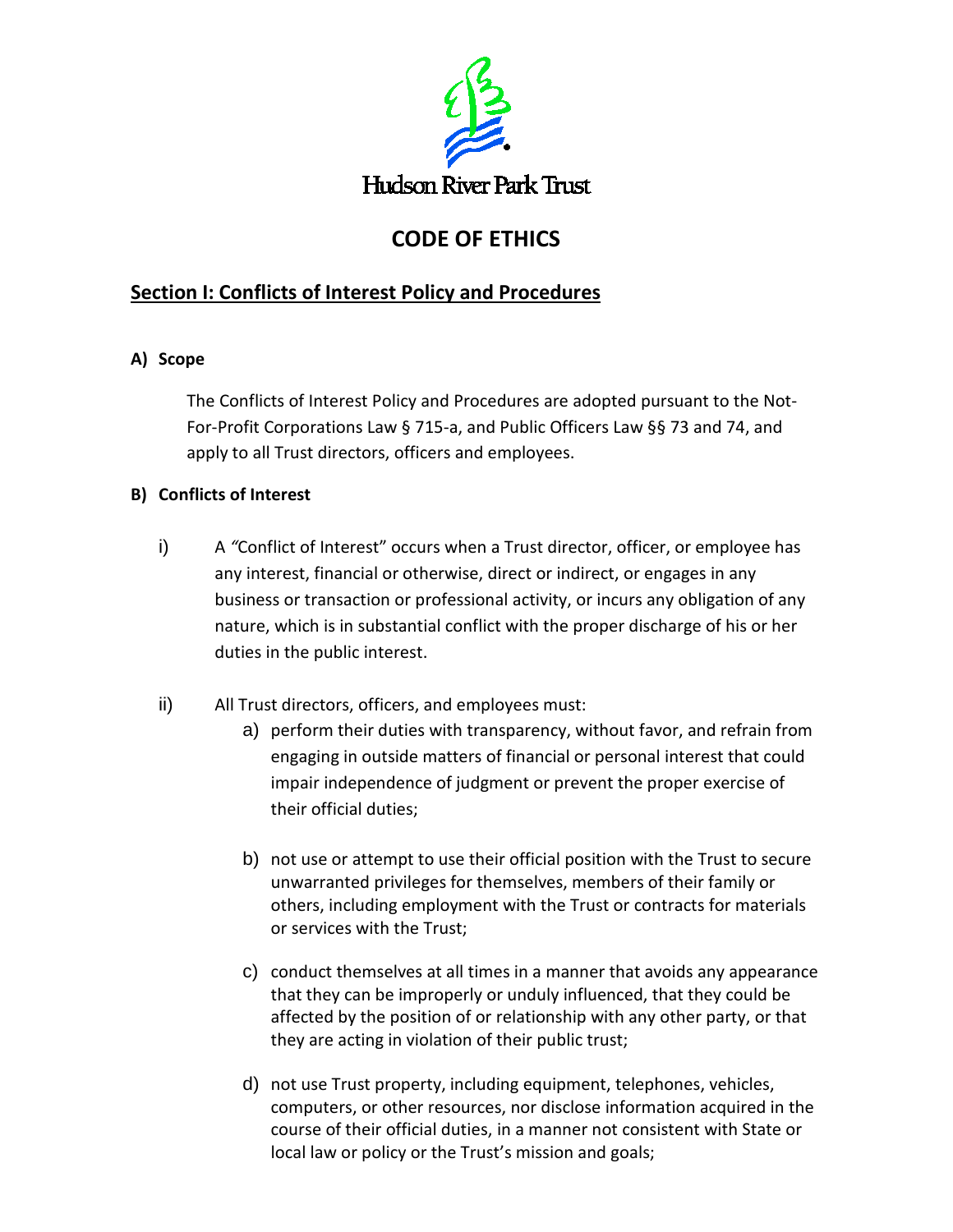Hudson River Park Trust

# CODE OF ETHICS

## Section I: Conflicts of Interest Policy and Procedures

### A) Scope

The Conflicts of Interest Policy and Procedures are adopted pursuant to the Not-For-Profit Corporations Law § 715-a, and Public Officers Law §§ 73 and 74, and apply to all Trust directors, officers and employees.

### B) Conflicts of Interest

i) A "Conflict of Interest" occurs when a Trust director, officer, or employee has any interest, financial or otherwise, direct or indirect, or engages in any business or transaction or professional activity, or incurs any obligation of any nature, which is in substantial conflict with the proper discharge of his or her duties in the public interest.

ii) All Trust directors, officers, and employees must:

a) perform their duties with transparency, without favor, and refrain from engaging in outside matters of financial or personal interest that could impair independence of judgment or prevent the proper exercise of their official duties;

b) not use or attempt to use their official position with the Trust to secure unwarranted privileges for themselves, members of their family or others, including employment with the Trust or contracts for materials or services with the Trust;

c) conduct themselves at all times in a manner that avoids any appearance that they can be improperly or unduly influenced, that they could be affected by the position of or relationship with any other party, or that they are acting in violation of their public trust;

d) not use Trust property, including equipment, telephones, vehicles, computers, or other resources, nor disclose information acquired in the course of their official duties, in a manner not consistent with State or local law or policy or the Trust's mission and goals;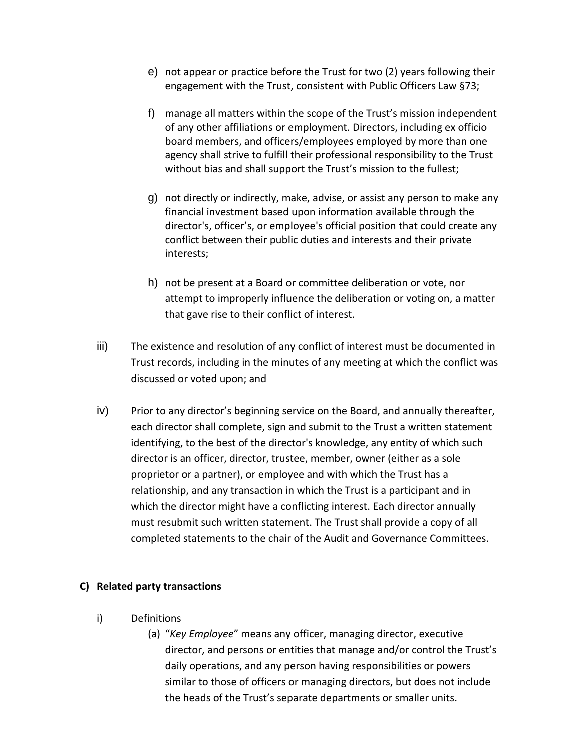e) not appear or practice before the Trust for two (2) years following their engagement with the Trust, consistent with Public Officers Law §73;

f) manage all matters within the scope of the Trust's mission independent of any other affiliations or employment. Directors, including ex officio board members, and officers/employees employed by more than one agency shall strive to fulfill their professional responsibility to the Trust without bias and shall support the Trust's mission to the fullest;

g) not directly or indirectly, make, advise, or assist any person to make any financial investment based upon information available through the director's, officer's, or employee's official position that could create any conflict between their public duties and interests and their private interests;

h) not be present at a Board or committee deliberation or vote, nor attempt to improperly influence the deliberation or voting on, a matter that gave rise to their conflict of interest.

iii) The existence and resolution of any conflict of interest must be documented in Trust records, including in the minutes of any meeting at which the conflict was discussed or voted upon; and

iv) Prior to any director's beginning service on the Board, and annually thereafter, each director shall complete, sign and submit to the Trust a written statement identifying, to the best of the director's knowledge, any entity of which such director is an officer, director, trustee, member, owner (either as a sole proprietor or a partner), or employee and with which the Trust has a relationship, and any transaction in which the Trust is a participant and in which the director might have a conflicting interest. Each director annually must resubmit such written statement. The Trust shall provide a copy of all completed statements to the chair of the Audit and Governance Committees.

**C) Related party transactions**

i) Definitions

(a) "*Key Employee*" means any officer, managing director, executive director, and persons or entities that manage and/or control the Trust's daily operations, and any person having responsibilities or powers similar to those of officers or managing directors, but does not include the heads of the Trust's separate departments or smaller units.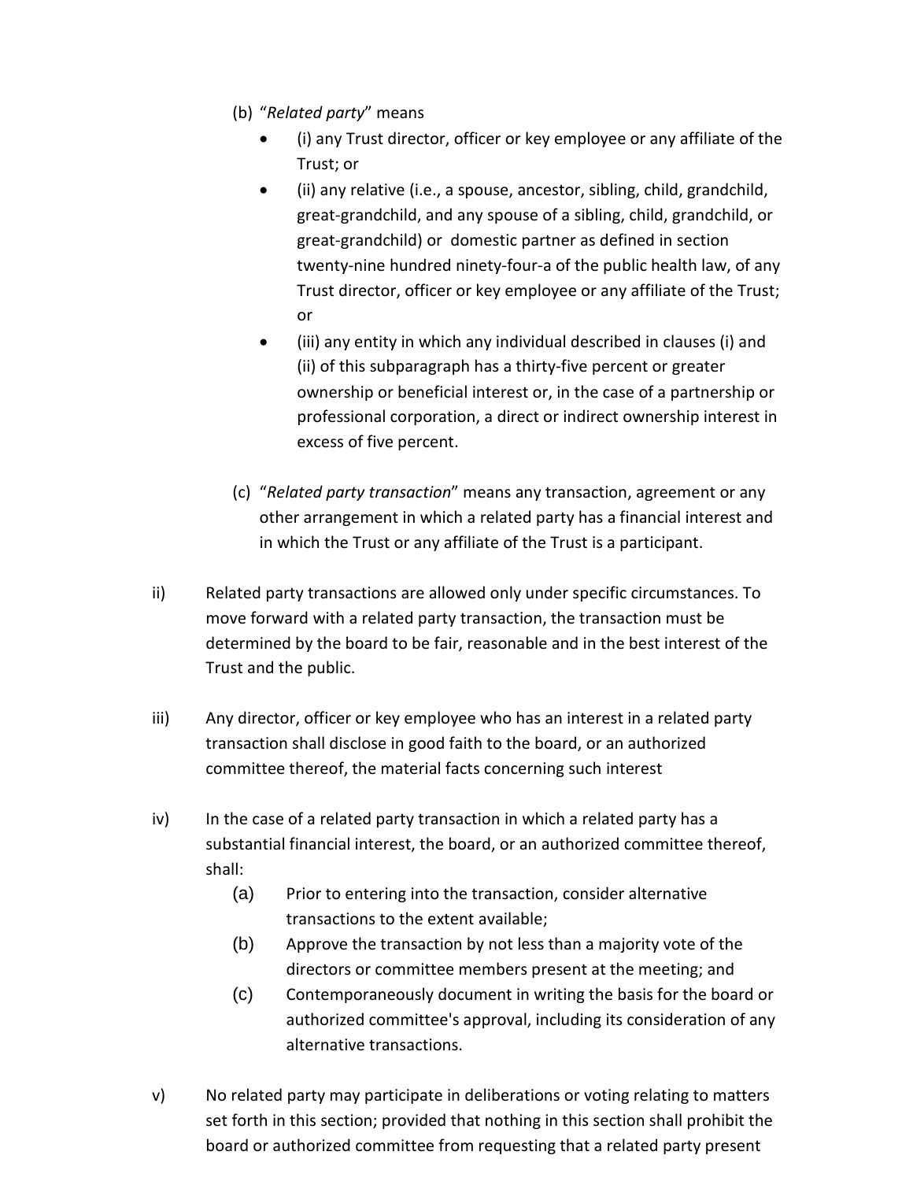(b) "*Related party*" means

- (i) any Trust director, officer or key employee or any affiliate of the Trust; or
- (ii) any relative (i.e., a spouse, ancestor, sibling, child, grandchild, great-grandchild, and any spouse of a sibling, child, grandchild, or great-grandchild) or domestic partner as defined in section twenty-nine hundred ninety-four-a of the public health law, of any Trust director, officer or key employee or any affiliate of the Trust; or
- (iii) any entity in which any individual described in clauses (i) and (ii) of this subparagraph has a thirty-five percent or greater ownership or beneficial interest or, in the case of a partnership or professional corporation, a direct or indirect ownership interest in excess of five percent.

(c) "*Related party transaction*" means any transaction, agreement or any other arrangement in which a related party has a financial interest and in which the Trust or any affiliate of the Trust is a participant.

ii) Related party transactions are allowed only under specific circumstances. To move forward with a related party transaction, the transaction must be determined by the board to be fair, reasonable and in the best interest of the Trust and the public.

iii) Any director, officer or key employee who has an interest in a related party transaction shall disclose in good faith to the board, or an authorized committee thereof, the material facts concerning such interest

iv) In the case of a related party transaction in which a related party has a substantial financial interest, the board, or an authorized committee thereof, shall:

(a) Prior to entering into the transaction, consider alternative transactions to the extent available;

(b) Approve the transaction by not less than a majority vote of the directors or committee members present at the meeting; and

(c) Contemporaneously document in writing the basis for the board or authorized committee's approval, including its consideration of any alternative transactions.

v) No related party may participate in deliberations or voting relating to matters set forth in this section; provided that nothing in this section shall prohibit the board or authorized committee from requesting that a related party present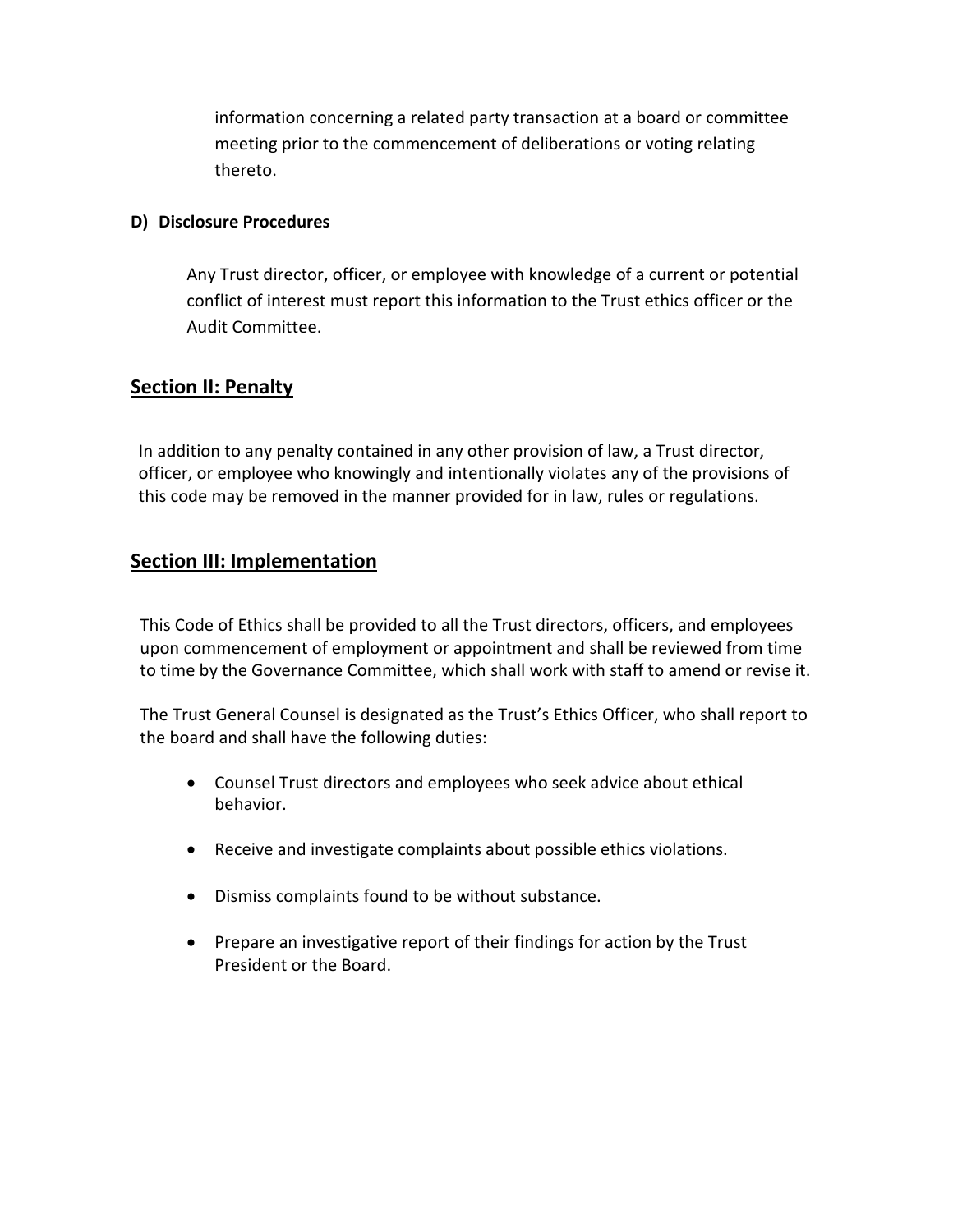information concerning a related party transaction at a board or committee meeting prior to the commencement of deliberations or voting relating thereto.

**D) Disclosure Procedures**

Any Trust director, officer, or employee with knowledge of a current or potential conflict of interest must report this information to the Trust ethics officer or the Audit Committee.

## Section II: Penalty

In addition to any penalty contained in any other provision of law, a Trust director, officer, or employee who knowingly and intentionally violates any of the provisions of this code may be removed in the manner provided for in law, rules or regulations.

## Section III: Implementation

This Code of Ethics shall be provided to all the Trust directors, officers, and employees upon commencement of employment or appointment and shall be reviewed from time to time by the Governance Committee, which shall work with staff to amend or revise it.

The Trust General Counsel is designated as the Trust's Ethics Officer, who shall report to the board and shall have the following duties:

- Counsel Trust directors and employees who seek advice about ethical behavior.
- Receive and investigate complaints about possible ethics violations.
- Dismiss complaints found to be without substance.
- Prepare an investigative report of their findings for action by the Trust President or the Board.